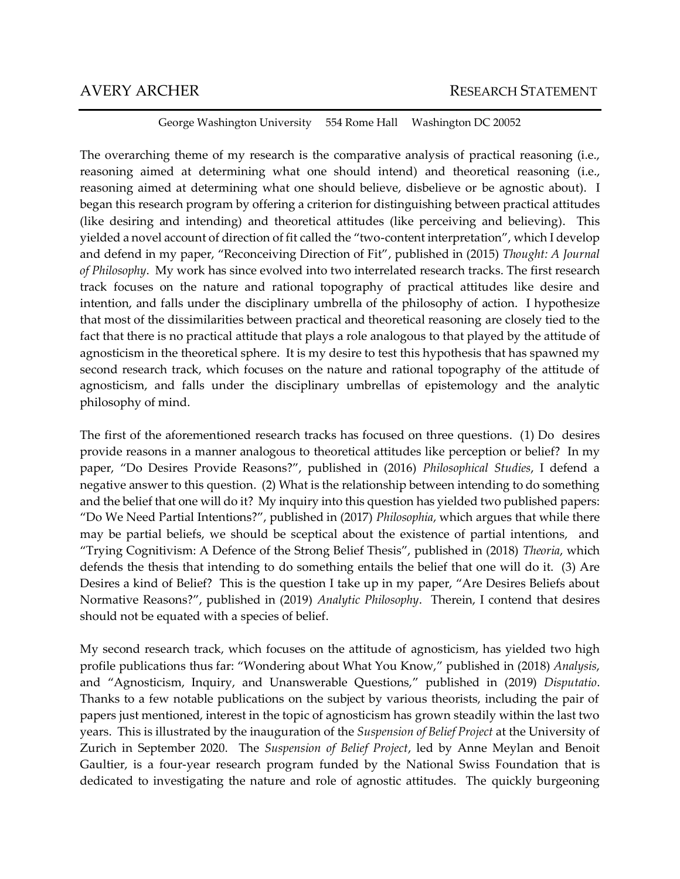AVERY ARCHER RESEARCH STATEMENT

George Washington University 554 Rome Hall Washington DC 20052

The overarching theme of my research is the comparative analysis of practical reasoning (i.e., reasoning aimed at determining what one should intend) and theoretical reasoning (i.e., reasoning aimed at determining what one should believe, disbelieve or be agnostic about). I began this research program by offering a criterion for distinguishing between practical attitudes (like desiring and intending) and theoretical attitudes (like perceiving and believing). This yielded a novel account of direction of fit called the "two-content interpretation", which I develop and defend in my paper, "Reconceiving Direction of Fit", published in (2015) *Thought: A Journal of Philosophy*. My work has since evolved into two interrelated research tracks. The first research track focuses on the nature and rational topography of practical attitudes like desire and intention, and falls under the disciplinary umbrella of the philosophy of action. I hypothesize that most of the dissimilarities between practical and theoretical reasoning are closely tied to the fact that there is no practical attitude that plays a role analogous to that played by the attitude of agnosticism in the theoretical sphere. It is my desire to test this hypothesis that has spawned my second research track, which focuses on the nature and rational topography of the attitude of agnosticism, and falls under the disciplinary umbrellas of epistemology and the analytic philosophy of mind.

The first of the aforementioned research tracks has focused on three questions. (1) Do desires provide reasons in a manner analogous to theoretical attitudes like perception or belief? In my paper, "Do Desires Provide Reasons?", published in (2016) *Philosophical Studies*, I defend a negative answer to this question. (2) What is the relationship between intending to do something and the belief that one will do it? My inquiry into this question has yielded two published papers: "Do We Need Partial Intentions?", published in (2017) *Philosophia*, which argues that while there may be partial beliefs, we should be sceptical about the existence of partial intentions, and "Trying Cognitivism: A Defence of the Strong Belief Thesis", published in (2018) *Theoria*, which defends the thesis that intending to do something entails the belief that one will do it. (3) Are Desires a kind of Belief? This is the question I take up in my paper, "Are Desires Beliefs about Normative Reasons?", published in (2019) *Analytic Philosophy*. Therein, I contend that desires should not be equated with a species of belief.

My second research track, which focuses on the attitude of agnosticism, has yielded two high profile publications thus far: "Wondering about What You Know," published in (2018) *Analysis*, and "Agnosticism, Inquiry, and Unanswerable Questions," published in (2019) *Disputatio*. Thanks to a few notable publications on the subject by various theorists, including the pair of papers just mentioned, interest in the topic of agnosticism has grown steadily within the last two years. This is illustrated by the inauguration of the *Suspension of Belief Project* at the University of Zurich in September 2020. The *Suspension of Belief Project*, led by Anne Meylan and Benoit Gaultier, is a four-year research program funded by the National Swiss Foundation that is dedicated to investigating the nature and role of agnostic attitudes. The quickly burgeoning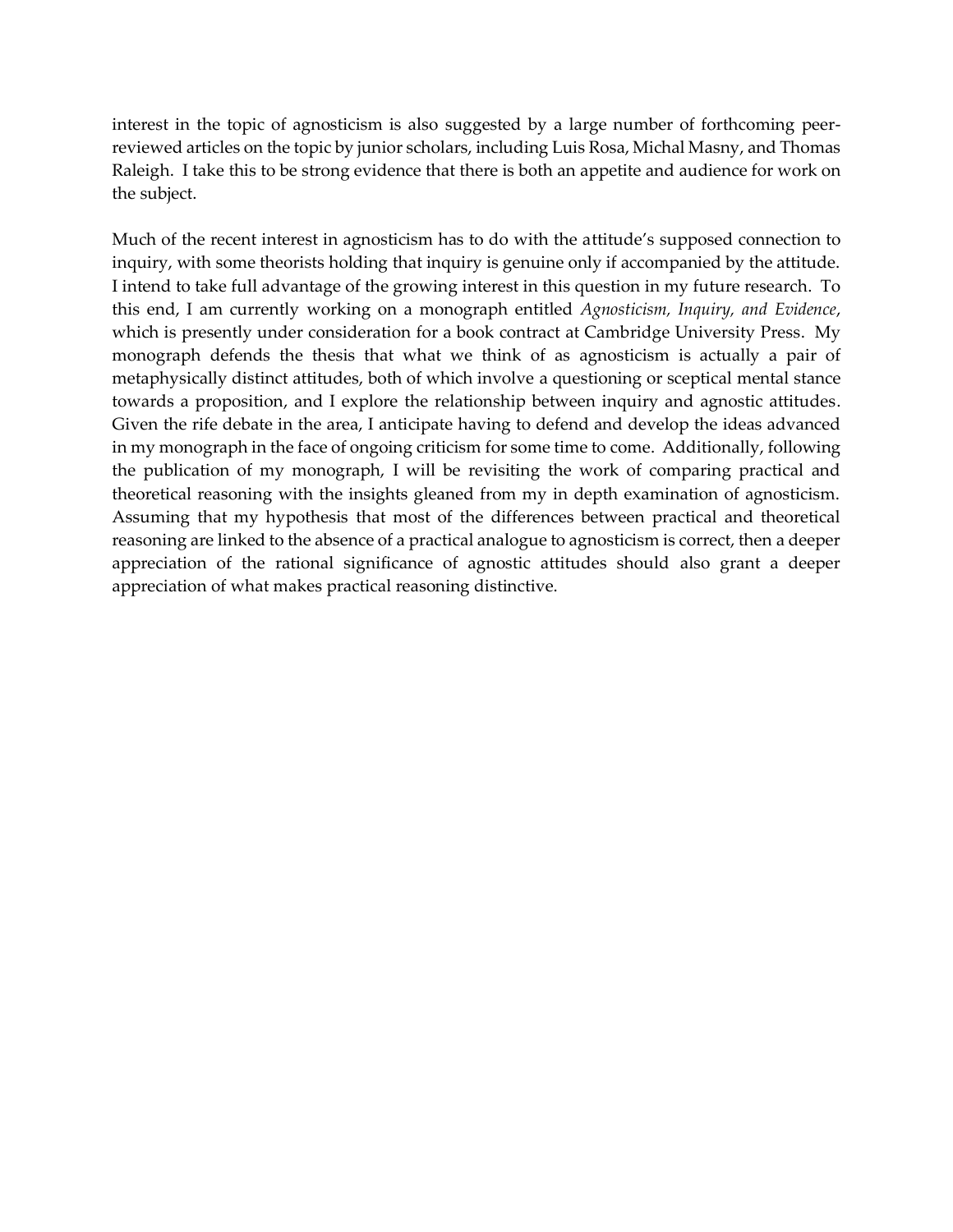interest in the topic of agnosticism is also suggested by a large number of forthcoming peer-reviewed articles on the topic by junior scholars, including Luis Rosa, Michal Masny, and Thomas Raleigh. I take this to be strong evidence that there is both an appetite and audience for work on the subject.

Much of the recent interest in agnosticism has to do with the attitude's supposed connection to inquiry, with some theorists holding that inquiry is genuine only if accompanied by the attitude. I intend to take full advantage of the growing interest in this question in my future research. To this end, I am currently working on a monograph entitled *Agnosticism, Inquiry, and Evidence*, which is presently under consideration for a book contract at Cambridge University Press. My monograph defends the thesis that what we think of as agnosticism is actually a pair of metaphysically distinct attitudes, both of which involve a questioning or sceptical mental stance towards a proposition, and I explore the relationship between inquiry and agnostic attitudes. Given the rife debate in the area, I anticipate having to defend and develop the ideas advanced in my monograph in the face of ongoing criticism for some time to come. Additionally, following the publication of my monograph, I will be revisiting the work of comparing practical and theoretical reasoning with the insights gleaned from my in depth examination of agnosticism. Assuming that my hypothesis that most of the differences between practical and theoretical reasoning are linked to the absence of a practical analogue to agnosticism is correct, then a deeper appreciation of the rational significance of agnostic attitudes should also grant a deeper appreciation of what makes practical reasoning distinctive.